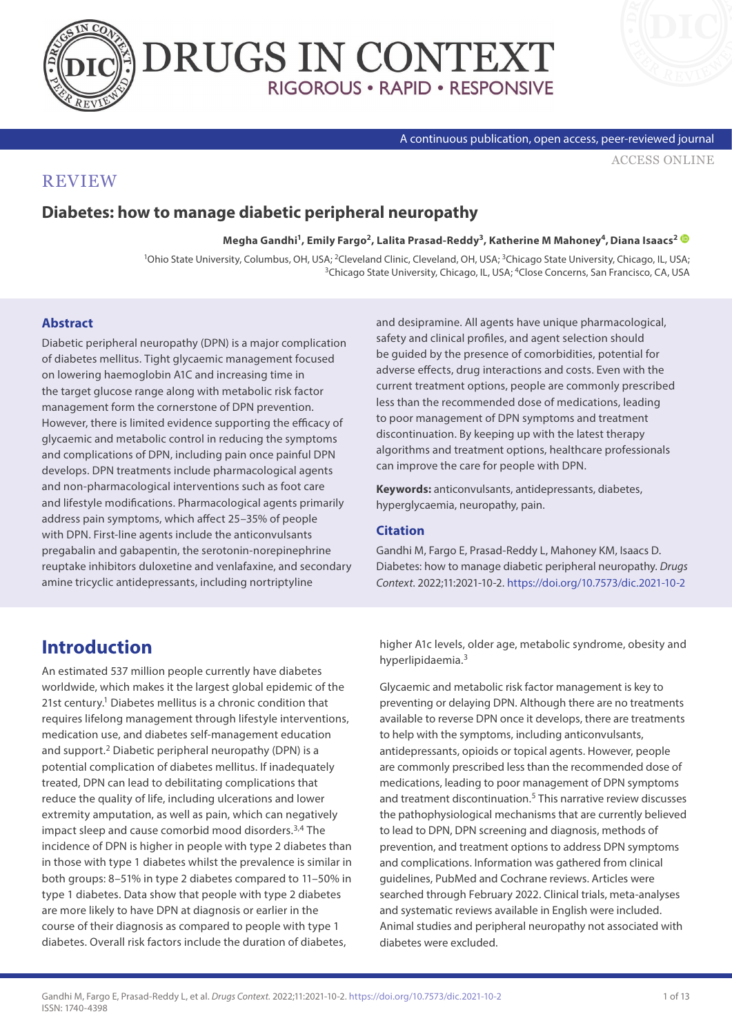# DRUGS IN CONTEXT

RIGOROUS • RAPID • RESPONSIVE

A continuous publication, open access, peer-reviewed journal

ACCESS ONLINE

REVIEW

## Diabetes: how to manage diabetic peripheral neuropathy

**Megha Gandhi[1], Emily Fargo[2], Lalita Prasad-Reddy[3], Katherine M Mahoney[4], Diana Isaacs[2]**

[1]Ohio State University, Columbus, OH, USA; [2]Cleveland Clinic, Cleveland, OH, USA; [3]Chicago State University, Chicago, IL, USA; [3]Chicago State University, Chicago, IL, USA; [4]Close Concerns, San Francisco, CA, USA

### Abstract

Diabetic peripheral neuropathy (DPN) is a major complication of diabetes mellitus. Tight glycaemic management focused on lowering haemoglobin A1C and increasing time in the target glucose range along with metabolic risk factor management form the cornerstone of DPN prevention. However, there is limited evidence supporting the efficacy of glycaemic and metabolic control in reducing the symptoms and complications of DPN, including pain once painful DPN develops. DPN treatments include pharmacological agents and non-pharmacological interventions such as foot care and lifestyle modifications. Pharmacological agents primarily address pain symptoms, which affect 25–35% of people with DPN. First-line agents include the anticonvulsants pregabalin and gabapentin, the serotonin-norepinephrine reuptake inhibitors duloxetine and venlafaxine, and secondary amine tricyclic antidepressants, including nortriptyline and desipramine. All agents have unique pharmacological, safety and clinical profiles, and agent selection should be guided by the presence of comorbidities, potential for adverse effects, drug interactions and costs. Even with the current treatment options, people are commonly prescribed less than the recommended dose of medications, leading to poor management of DPN symptoms and treatment discontinuation. By keeping up with the latest therapy algorithms and treatment options, healthcare professionals can improve the care for people with DPN.

**Keywords:** anticonvulsants, antidepressants, diabetes, hyperglycaemia, neuropathy, pain.

### Citation

Gandhi M, Fargo E, Prasad-Reddy L, Mahoney KM, Isaacs D. Diabetes: how to manage diabetic peripheral neuropathy. *Drugs Context*. 2022;11:2021-10-2. https://doi.org/10.7573/dic.2021-10-2

## Introduction

An estimated 537 million people currently have diabetes worldwide, which makes it the largest global epidemic of the 21st century.[1] Diabetes mellitus is a chronic condition that requires lifelong management through lifestyle interventions, medication use, and diabetes self-management education and support.[2] Diabetic peripheral neuropathy (DPN) is a potential complication of diabetes mellitus. If inadequately treated, DPN can lead to debilitating complications that reduce the quality of life, including ulcerations and lower extremity amputation, as well as pain, which can negatively impact sleep and cause comorbid mood disorders.[3,4] The incidence of DPN is higher in people with type 2 diabetes than in those with type 1 diabetes whilst the prevalence is similar in both groups: 8–51% in type 2 diabetes compared to 11–50% in type 1 diabetes. Data show that people with type 2 diabetes are more likely to have DPN at diagnosis or earlier in the course of their diagnosis as compared to people with type 1 diabetes. Overall risk factors include the duration of diabetes, higher A1c levels, older age, metabolic syndrome, obesity and hyperlipidaemia.[3]

Glycaemic and metabolic risk factor management is key to preventing or delaying DPN. Although there are no treatments available to reverse DPN once it develops, there are treatments to help with the symptoms, including anticonvulsants, antidepressants, opioids or topical agents. However, people are commonly prescribed less than the recommended dose of medications, leading to poor management of DPN symptoms and treatment discontinuation.[5] This narrative review discusses the pathophysiological mechanisms that are currently believed to lead to DPN, DPN screening and diagnosis, methods of prevention, and treatment options to address DPN symptoms and complications. Information was gathered from clinical guidelines, PubMed and Cochrane reviews. Articles were searched through February 2022. Clinical trials, meta-analyses and systematic reviews available in English were included. Animal studies and peripheral neuropathy not associated with diabetes were excluded.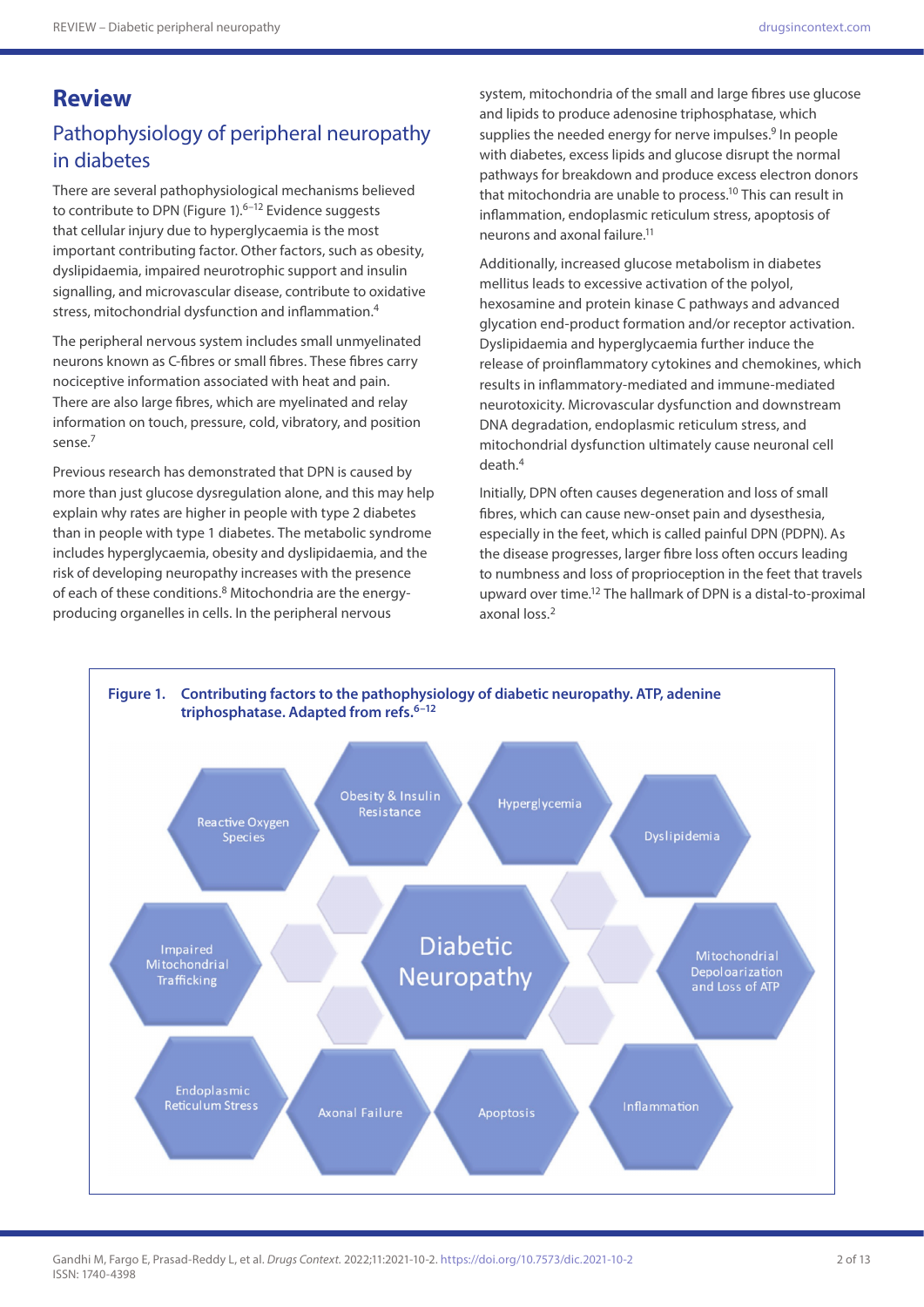# Review

## Pathophysiology of peripheral neuropathy in diabetes

There are several pathophysiological mechanisms believed to contribute to DPN (Figure 1).[6–12] Evidence suggests that cellular injury due to hyperglycaemia is the most important contributing factor. Other factors, such as obesity, dyslipidaemia, impaired neurotrophic support and insulin signalling, and microvascular disease, contribute to oxidative stress, mitochondrial dysfunction and inflammation.[4]

The peripheral nervous system includes small unmyelinated neurons known as C-fibres or small fibres. These fibres carry nociceptive information associated with heat and pain. There are also large fibres, which are myelinated and relay information on touch, pressure, cold, vibratory, and position sense.[7]

Previous research has demonstrated that DPN is caused by more than just glucose dysregulation alone, and this may help explain why rates are higher in people with type 2 diabetes than in people with type 1 diabetes. The metabolic syndrome includes hyperglycaemia, obesity and dyslipidaemia, and the risk of developing neuropathy increases with the presence of each of these conditions.[8] Mitochondria are the energy-producing organelles in cells. In the peripheral nervous system, mitochondria of the small and large fibres use glucose and lipids to produce adenosine triphosphatase, which supplies the needed energy for nerve impulses.[9] In people with diabetes, excess lipids and glucose disrupt the normal pathways for breakdown and produce excess electron donors that mitochondria are unable to process.[10] This can result in inflammation, endoplasmic reticulum stress, apoptosis of neurons and axonal failure.[11]

Additionally, increased glucose metabolism in diabetes mellitus leads to excessive activation of the polyol, hexosamine and protein kinase C pathways and advanced glycation end-product formation and/or receptor activation. Dyslipidaemia and hyperglycaemia further induce the release of proinflammatory cytokines and chemokines, which results in inflammatory-mediated and immune-mediated neurotoxicity. Microvascular dysfunction and downstream DNA degradation, endoplasmic reticulum stress, and mitochondrial dysfunction ultimately cause neuronal cell death.[4]

Initially, DPN often causes degeneration and loss of small fibres, which can cause new-onset pain and dysesthesia, especially in the feet, which is called painful DPN (PDPN). As the disease progresses, larger fibre loss often occurs leading to numbness and loss of proprioception in the feet that travels upward over time.[12] The hallmark of DPN is a distal-to-proximal axonal loss.[2]

**Figure 1. Contributing factors to the pathophysiology of diabetic neuropathy. ATP, adenine triphosphatase. Adapted from refs.[6–12]**

Reactive Oxygen Species
Obesity & Insulin Resistance
Hyperglycemia
Dyslipidemia
Impaired Mitochondrial Trafficking
Diabetic Neuropathy
Mitochondrial Depoloarization and Loss of ATP
Endoplasmic Reticulum Stress
Axonal Failure
Apoptosis
Inflammation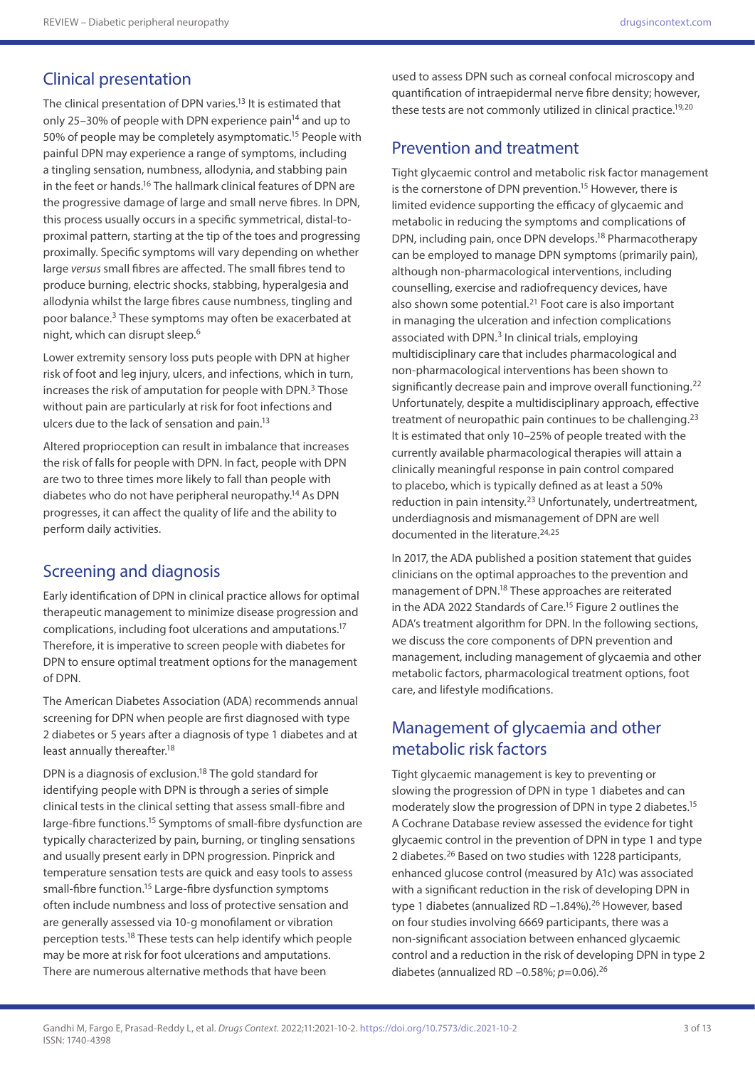## Clinical presentation

The clinical presentation of DPN varies.[13] It is estimated that only 25–30% of people with DPN experience pain[14] and up to 50% of people may be completely asymptomatic.[15] People with painful DPN may experience a range of symptoms, including a tingling sensation, numbness, allodynia, and stabbing pain in the feet or hands.[16] The hallmark clinical features of DPN are the progressive damage of large and small nerve fibres. In DPN, this process usually occurs in a specific symmetrical, distal-to-proximal pattern, starting at the tip of the toes and progressing proximally. Specific symptoms will vary depending on whether large *versus* small fibres are affected. The small fibres tend to produce burning, electric shocks, stabbing, hyperalgesia and allodynia whilst the large fibres cause numbness, tingling and poor balance.[3] These symptoms may often be exacerbated at night, which can disrupt sleep.[6]

Lower extremity sensory loss puts people with DPN at higher risk of foot and leg injury, ulcers, and infections, which in turn, increases the risk of amputation for people with DPN.[3] Those without pain are particularly at risk for foot infections and ulcers due to the lack of sensation and pain.[13]

Altered proprioception can result in imbalance that increases the risk of falls for people with DPN. In fact, people with DPN are two to three times more likely to fall than people with diabetes who do not have peripheral neuropathy.[14] As DPN progresses, it can affect the quality of life and the ability to perform daily activities.

## Screening and diagnosis

Early identification of DPN in clinical practice allows for optimal therapeutic management to minimize disease progression and complications, including foot ulcerations and amputations.[17] Therefore, it is imperative to screen people with diabetes for DPN to ensure optimal treatment options for the management of DPN.

The American Diabetes Association (ADA) recommends annual screening for DPN when people are first diagnosed with type 2 diabetes or 5 years after a diagnosis of type 1 diabetes and at least annually thereafter.[18]

DPN is a diagnosis of exclusion.[18] The gold standard for identifying people with DPN is through a series of simple clinical tests in the clinical setting that assess small-fibre and large-fibre functions.[15] Symptoms of small-fibre dysfunction are typically characterized by pain, burning, or tingling sensations and usually present early in DPN progression. Pinprick and temperature sensation tests are quick and easy tools to assess small-fibre function.[15] Large-fibre dysfunction symptoms often include numbness and loss of protective sensation and are generally assessed via 10-g monofilament or vibration perception tests.[18] These tests can help identify which people may be more at risk for foot ulcerations and amputations. There are numerous alternative methods that have been used to assess DPN such as corneal confocal microscopy and quantification of intraepidermal nerve fibre density; however, these tests are not commonly utilized in clinical practice.[19,20]

## Prevention and treatment

Tight glycaemic control and metabolic risk factor management is the cornerstone of DPN prevention.[15] However, there is limited evidence supporting the efficacy of glycaemic and metabolic in reducing the symptoms and complications of DPN, including pain, once DPN develops.[18] Pharmacotherapy can be employed to manage DPN symptoms (primarily pain), although non-pharmacological interventions, including counselling, exercise and radiofrequency devices, have also shown some potential.[21] Foot care is also important in managing the ulceration and infection complications associated with DPN.[3] In clinical trials, employing multidisciplinary care that includes pharmacological and non-pharmacological interventions has been shown to significantly decrease pain and improve overall functioning.[22] Unfortunately, despite a multidisciplinary approach, effective treatment of neuropathic pain continues to be challenging.[23] It is estimated that only 10–25% of people treated with the currently available pharmacological therapies will attain a clinically meaningful response in pain control compared to placebo, which is typically defined as at least a 50% reduction in pain intensity.[23] Unfortunately, undertreatment, underdiagnosis and mismanagement of DPN are well documented in the literature.[24,25]

In 2017, the ADA published a position statement that guides clinicians on the optimal approaches to the prevention and management of DPN.[18] These approaches are reiterated in the ADA 2022 Standards of Care.[15] Figure 2 outlines the ADA's treatment algorithm for DPN. In the following sections, we discuss the core components of DPN prevention and management, including management of glycaemia and other metabolic factors, pharmacological treatment options, foot care, and lifestyle modifications.

## Management of glycaemia and other metabolic risk factors

Tight glycaemic management is key to preventing or slowing the progression of DPN in type 1 diabetes and can moderately slow the progression of DPN in type 2 diabetes.[15] A Cochrane Database review assessed the evidence for tight glycaemic control in the prevention of DPN in type 1 and type 2 diabetes.[26] Based on two studies with 1228 participants, enhanced glucose control (measured by A1c) was associated with a significant reduction in the risk of developing DPN in type 1 diabetes (annualized RD –1.84%).[26] However, based on four studies involving 6669 participants, there was a non-significant association between enhanced glycaemic control and a reduction in the risk of developing DPN in type 2 diabetes (annualized RD –0.58%; $p=0.06$).[26]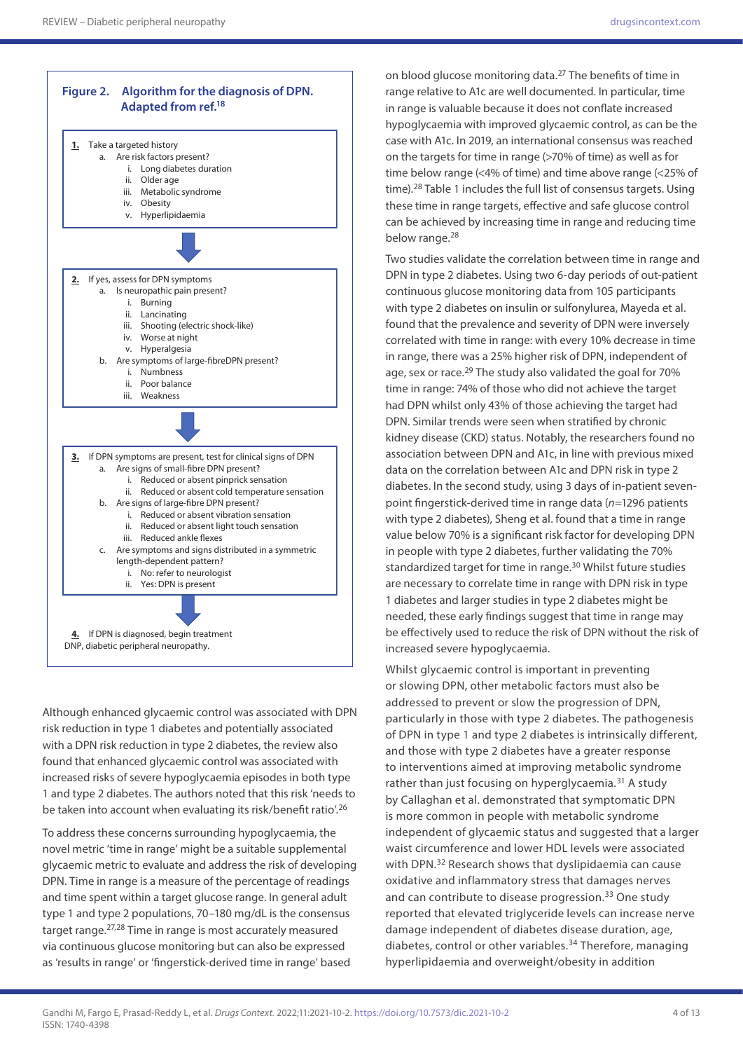**Figure 2. Algorithm for the diagnosis of DPN. Adapted from ref.[18]**

1. Take a targeted history
   a. Are risk factors present?
      i. Long diabetes duration
      ii. Older age
      iii. Metabolic syndrome
      iv. Obesity
      v. Hyperlipidaemia

↓

2. If yes, assess for DPN symptoms
   a. Is neuropathic pain present?
      i. Burning
      ii. Lancinating
      iii. Shooting (electric shock-like)
      iv. Worse at night
      v. Hyperalgesia
   b. Are symptoms of large-fibreDPN present?
      i. Numbness
      ii. Poor balance
      iii. Weakness

↓

3. If DPN symptoms are present, test for clinical signs of DPN
   a. Are signs of small-fibre DPN present?
      i. Reduced or absent pinprick sensation
      ii. Reduced or absent cold temperature sensation
   b. Are signs of large-fibre DPN present?
      i. Reduced or absent vibration sensation
      ii. Reduced or absent light touch sensation
      iii. Reduced ankle flexes
   c. Are symptoms and signs distributed in a symmetric length-dependent pattern?
      i. No: refer to neurologist
      ii. Yes: DPN is present

↓

4. If DPN is diagnosed, begin treatment

DNP, diabetic peripheral neuropathy.

Although enhanced glycaemic control was associated with DPN risk reduction in type 1 diabetes and potentially associated with a DPN risk reduction in type 2 diabetes, the review also found that enhanced glycaemic control was associated with increased risks of severe hypoglycaemia episodes in both type 1 and type 2 diabetes. The authors noted that this risk 'needs to be taken into account when evaluating its risk/benefit ratio'.[26]

To address these concerns surrounding hypoglycaemia, the novel metric 'time in range' might be a suitable supplemental glycaemic metric to evaluate and address the risk of developing DPN. Time in range is a measure of the percentage of readings and time spent within a target glucose range. In general adult type 1 and type 2 populations, 70–180 mg/dL is the consensus target range.[27,28] Time in range is most accurately measured via continuous glucose monitoring but can also be expressed as 'results in range' or 'fingerstick-derived time in range' based on blood glucose monitoring data.[27] The benefits of time in range relative to A1c are well documented. In particular, time in range is valuable because it does not conflate increased hypoglycaemia with improved glycaemic control, as can be the case with A1c. In 2019, an international consensus was reached on the targets for time in range (>70% of time) as well as for time below range (<4% of time) and time above range (<25% of time).[28] Table 1 includes the full list of consensus targets. Using these time in range targets, effective and safe glucose control can be achieved by increasing time in range and reducing time below range.[28]

Two studies validate the correlation between time in range and DPN in type 2 diabetes. Using two 6-day periods of out-patient continuous glucose monitoring data from 105 participants with type 2 diabetes on insulin or sulfonylurea, Mayeda et al. found that the prevalence and severity of DPN were inversely correlated with time in range: with every 10% decrease in time in range, there was a 25% higher risk of DPN, independent of age, sex or race.[29] The study also validated the goal for 70% time in range: 74% of those who did not achieve the target had DPN whilst only 43% of those achieving the target had DPN. Similar trends were seen when stratified by chronic kidney disease (CKD) status. Notably, the researchers found no association between DPN and A1c, in line with previous mixed data on the correlation between A1c and DPN risk in type 2 diabetes. In the second study, using 3 days of in-patient seven-point fingerstick-derived time in range data ($n$=1296 patients with type 2 diabetes), Sheng et al. found that a time in range value below 70% is a significant risk factor for developing DPN in people with type 2 diabetes, further validating the 70% standardized target for time in range.[30] Whilst future studies are necessary to correlate time in range with DPN risk in type 1 diabetes and larger studies in type 2 diabetes might be needed, these early findings suggest that time in range may be effectively used to reduce the risk of DPN without the risk of increased severe hypoglycaemia.

Whilst glycaemic control is important in preventing or slowing DPN, other metabolic factors must also be addressed to prevent or slow the progression of DPN, particularly in those with type 2 diabetes. The pathogenesis of DPN in type 1 and type 2 diabetes is intrinsically different, and those with type 2 diabetes have a greater response to interventions aimed at improving metabolic syndrome rather than just focusing on hyperglycaemia.[31] A study by Callaghan et al. demonstrated that symptomatic DPN is more common in people with metabolic syndrome independent of glycaemic status and suggested that a larger waist circumference and lower HDL levels were associated with DPN.[32] Research shows that dyslipidaemia can cause oxidative and inflammatory stress that damages nerves and can contribute to disease progression.[33] One study reported that elevated triglyceride levels can increase nerve damage independent of diabetes disease duration, age, diabetes, control or other variables.[34] Therefore, managing hyperlipidaemia and overweight/obesity in addition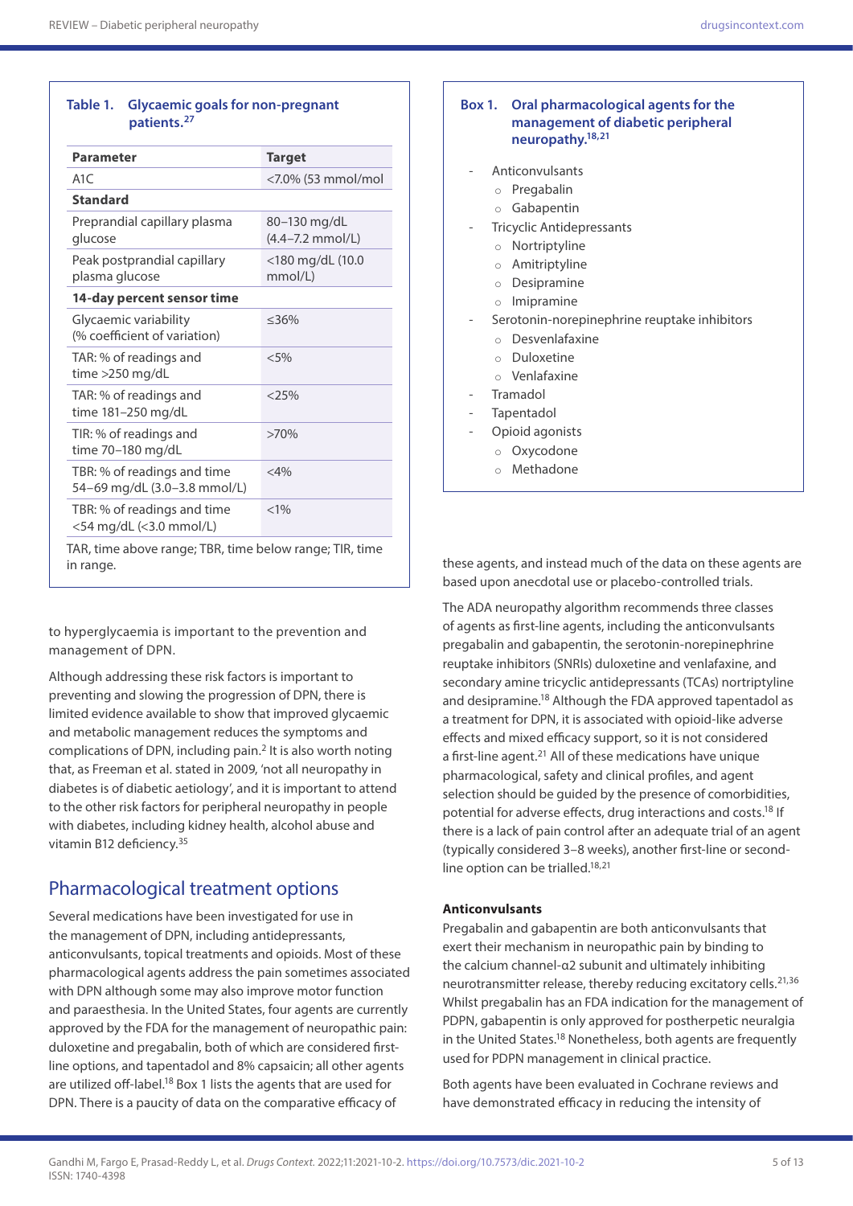**Table 1. Glycaemic goals for non-pregnant patients.[27]**

| Parameter | Target |
|---|---|
| A1C | <7.0% (53 mmol/mol |
| **Standard** | |
| Preprandial capillary plasma glucose | 80–130 mg/dL (4.4–7.2 mmol/L) |
| Peak postprandial capillary plasma glucose | <180 mg/dL (10.0 mmol/L) |
| **14-day percent sensor time** | |
| Glycaemic variability (% coefficient of variation) | ≤36% |
| TAR: % of readings and time >250 mg/dL | <5% |
| TAR: % of readings and time 181–250 mg/dL | <25% |
| TIR: % of readings and time 70–180 mg/dL | >70% |
| TBR: % of readings and time 54–69 mg/dL (3.0–3.8 mmol/L) | <4% |
| TBR: % of readings and time <54 mg/dL (<3.0 mmol/L) | <1% |

TAR, time above range; TBR, time below range; TIR, time in range.

to hyperglycaemia is important to the prevention and management of DPN.

Although addressing these risk factors is important to preventing and slowing the progression of DPN, there is limited evidence available to show that improved glycaemic and metabolic management reduces the symptoms and complications of DPN, including pain.[2] It is also worth noting that, as Freeman et al. stated in 2009, 'not all neuropathy in diabetes is of diabetic aetiology', and it is important to attend to the other risk factors for peripheral neuropathy in people with diabetes, including kidney health, alcohol abuse and vitamin B12 deficiency.[35]

## Pharmacological treatment options

Several medications have been investigated for use in the management of DPN, including antidepressants, anticonvulsants, topical treatments and opioids. Most of these pharmacological agents address the pain sometimes associated with DPN although some may also improve motor function and paraesthesia. In the United States, four agents are currently approved by the FDA for the management of neuropathic pain: duloxetine and pregabalin, both of which are considered first-line options, and tapentadol and 8% capsaicin; all other agents are utilized off-label.[18] Box 1 lists the agents that are used for DPN. There is a paucity of data on the comparative efficacy of these agents, and instead much of the data on these agents are based upon anecdotal use or placebo-controlled trials.

**Box 1. Oral pharmacological agents for the management of diabetic peripheral neuropathy.[18,21]**

- Anticonvulsants
  - Pregabalin
  - Gabapentin
- Tricyclic Antidepressants
  - Nortriptyline
  - Amitriptyline
  - Desipramine
  - Imipramine
- Serotonin-norepinephrine reuptake inhibitors
  - Desvenlafaxine
  - Duloxetine
  - Venlafaxine
- Tramadol
- Tapentadol
- Opioid agonists
  - Oxycodone
  - Methadone

The ADA neuropathy algorithm recommends three classes of agents as first-line agents, including the anticonvulsants pregabalin and gabapentin, the serotonin-norepinephrine reuptake inhibitors (SNRIs) duloxetine and venlafaxine, and secondary amine tricyclic antidepressants (TCAs) nortriptyline and desipramine.[18] Although the FDA approved tapentadol as a treatment for DPN, it is associated with opioid-like adverse effects and mixed efficacy support, so it is not considered a first-line agent.[21] All of these medications have unique pharmacological, safety and clinical profiles, and agent selection should be guided by the presence of comorbidities, potential for adverse effects, drug interactions and costs.[18] If there is a lack of pain control after an adequate trial of an agent (typically considered 3–8 weeks), another first-line or second-line option can be trialled.[18,21]

### Anticonvulsants

Pregabalin and gabapentin are both anticonvulsants that exert their mechanism in neuropathic pain by binding to the calcium channel-α2 subunit and ultimately inhibiting neurotransmitter release, thereby reducing excitatory cells.[21,36] Whilst pregabalin has an FDA indication for the management of PDPN, gabapentin is only approved for postherpetic neuralgia in the United States.[18] Nonetheless, both agents are frequently used for PDPN management in clinical practice.

Both agents have been evaluated in Cochrane reviews and have demonstrated efficacy in reducing the intensity of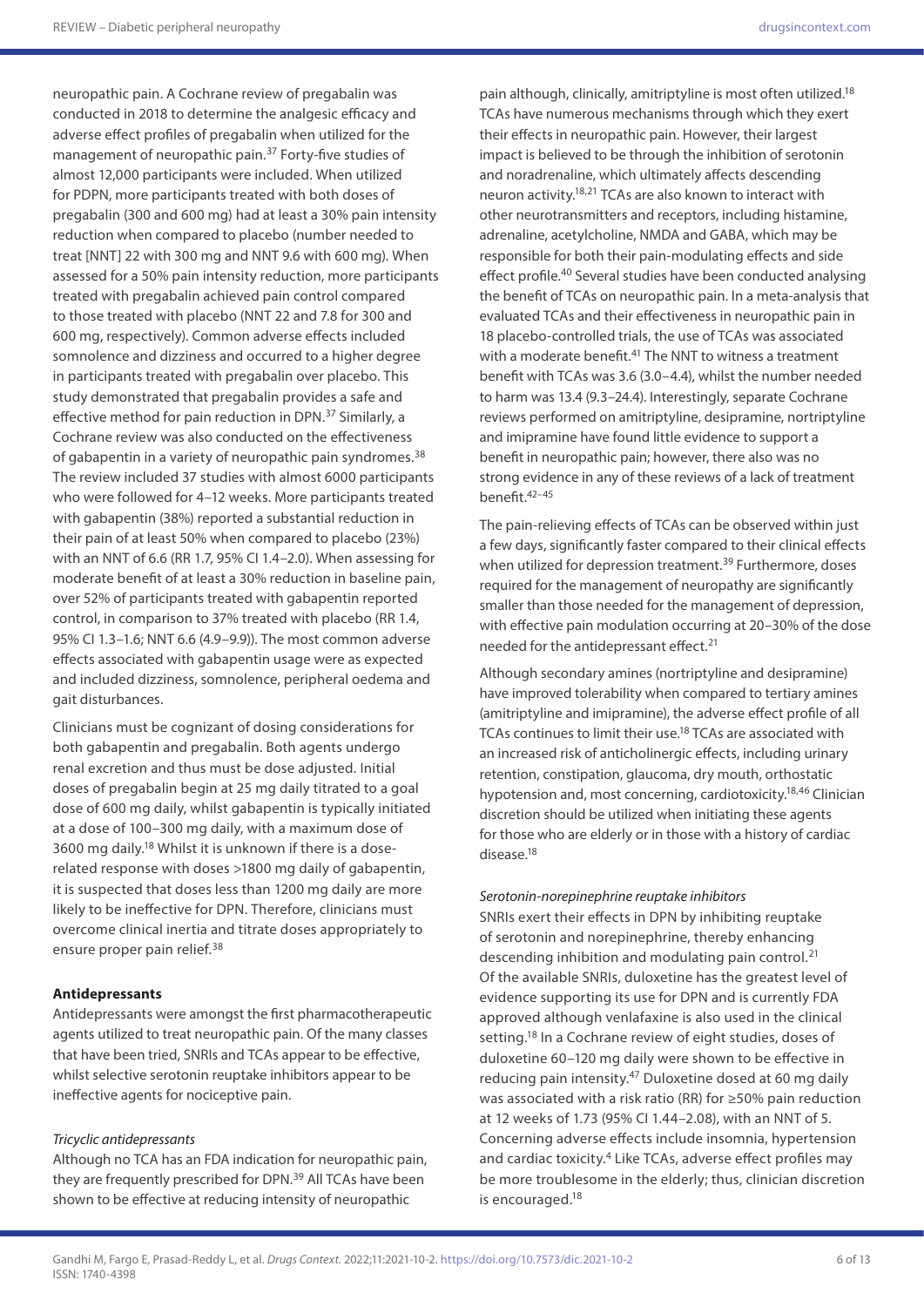neuropathic pain. A Cochrane review of pregabalin was conducted in 2018 to determine the analgesic efficacy and adverse effect profiles of pregabalin when utilized for the management of neuropathic pain.[37] Forty-five studies of almost 12,000 participants were included. When utilized for PDPN, more participants treated with both doses of pregabalin (300 and 600 mg) had at least a 30% pain intensity reduction when compared to placebo (number needed to treat [NNT] 22 with 300 mg and NNT 9.6 with 600 mg). When assessed for a 50% pain intensity reduction, more participants treated with pregabalin achieved pain control compared to those treated with placebo (NNT 22 and 7.8 for 300 and 600 mg, respectively). Common adverse effects included somnolence and dizziness and occurred to a higher degree in participants treated with pregabalin over placebo. This study demonstrated that pregabalin provides a safe and effective method for pain reduction in DPN.[37] Similarly, a Cochrane review was also conducted on the effectiveness of gabapentin in a variety of neuropathic pain syndromes.[38] The review included 37 studies with almost 6000 participants who were followed for 4–12 weeks. More participants treated with gabapentin (38%) reported a substantial reduction in their pain of at least 50% when compared to placebo (23%) with an NNT of 6.6 (RR 1.7, 95% CI 1.4–2.0). When assessing for moderate benefit of at least a 30% reduction in baseline pain, over 52% of participants treated with gabapentin reported control, in comparison to 37% treated with placebo (RR 1.4, 95% CI 1.3–1.6; NNT 6.6 (4.9–9.9)). The most common adverse effects associated with gabapentin usage were as expected and included dizziness, somnolence, peripheral oedema and gait disturbances.

Clinicians must be cognizant of dosing considerations for both gabapentin and pregabalin. Both agents undergo renal excretion and thus must be dose adjusted. Initial doses of pregabalin begin at 25 mg daily titrated to a goal dose of 600 mg daily, whilst gabapentin is typically initiated at a dose of 100–300 mg daily, with a maximum dose of 3600 mg daily.[18] Whilst it is unknown if there is a dose-related response with doses >1800 mg daily of gabapentin, it is suspected that doses less than 1200 mg daily are more likely to be ineffective for DPN. Therefore, clinicians must overcome clinical inertia and titrate doses appropriately to ensure proper pain relief.[38]

**Antidepressants**

Antidepressants were amongst the first pharmacotherapeutic agents utilized to treat neuropathic pain. Of the many classes that have been tried, SNRIs and TCAs appear to be effective, whilst selective serotonin reuptake inhibitors appear to be ineffective agents for nociceptive pain.

*Tricyclic antidepressants*

Although no TCA has an FDA indication for neuropathic pain, they are frequently prescribed for DPN.[39] All TCAs have been shown to be effective at reducing intensity of neuropathic pain although, clinically, amitriptyline is most often utilized.[18] TCAs have numerous mechanisms through which they exert their effects in neuropathic pain. However, their largest impact is believed to be through the inhibition of serotonin and noradrenaline, which ultimately affects descending neuron activity.[18,21] TCAs are also known to interact with other neurotransmitters and receptors, including histamine, adrenaline, acetylcholine, NMDA and GABA, which may be responsible for both their pain-modulating effects and side effect profile.[40] Several studies have been conducted analysing the benefit of TCAs on neuropathic pain. In a meta-analysis that evaluated TCAs and their effectiveness in neuropathic pain in 18 placebo-controlled trials, the use of TCAs was associated with a moderate benefit.[41] The NNT to witness a treatment benefit with TCAs was 3.6 (3.0–4.4), whilst the number needed to harm was 13.4 (9.3–24.4). Interestingly, separate Cochrane reviews performed on amitriptyline, desipramine, nortriptyline and imipramine have found little evidence to support a benefit in neuropathic pain; however, there also was no strong evidence in any of these reviews of a lack of treatment benefit.[42–45]

The pain-relieving effects of TCAs can be observed within just a few days, significantly faster compared to their clinical effects when utilized for depression treatment.[39] Furthermore, doses required for the management of neuropathy are significantly smaller than those needed for the management of depression, with effective pain modulation occurring at 20–30% of the dose needed for the antidepressant effect.[21]

Although secondary amines (nortriptyline and desipramine) have improved tolerability when compared to tertiary amines (amitriptyline and imipramine), the adverse effect profile of all TCAs continues to limit their use.[18] TCAs are associated with an increased risk of anticholinergic effects, including urinary retention, constipation, glaucoma, dry mouth, orthostatic hypotension and, most concerning, cardiotoxicity.[18,46] Clinician discretion should be utilized when initiating these agents for those who are elderly or in those with a history of cardiac disease.[18]

*Serotonin-norepinephrine reuptake inhibitors*

SNRIs exert their effects in DPN by inhibiting reuptake of serotonin and norepinephrine, thereby enhancing descending inhibition and modulating pain control.[21] Of the available SNRIs, duloxetine has the greatest level of evidence supporting its use for DPN and is currently FDA approved although venlafaxine is also used in the clinical setting.[18] In a Cochrane review of eight studies, doses of duloxetine 60–120 mg daily were shown to be effective in reducing pain intensity.[47] Duloxetine dosed at 60 mg daily was associated with a risk ratio (RR) for ≥50% pain reduction at 12 weeks of 1.73 (95% CI 1.44–2.08), with an NNT of 5. Concerning adverse effects include insomnia, hypertension and cardiac toxicity.[4] Like TCAs, adverse effect profiles may be more troublesome in the elderly; thus, clinician discretion is encouraged.[18]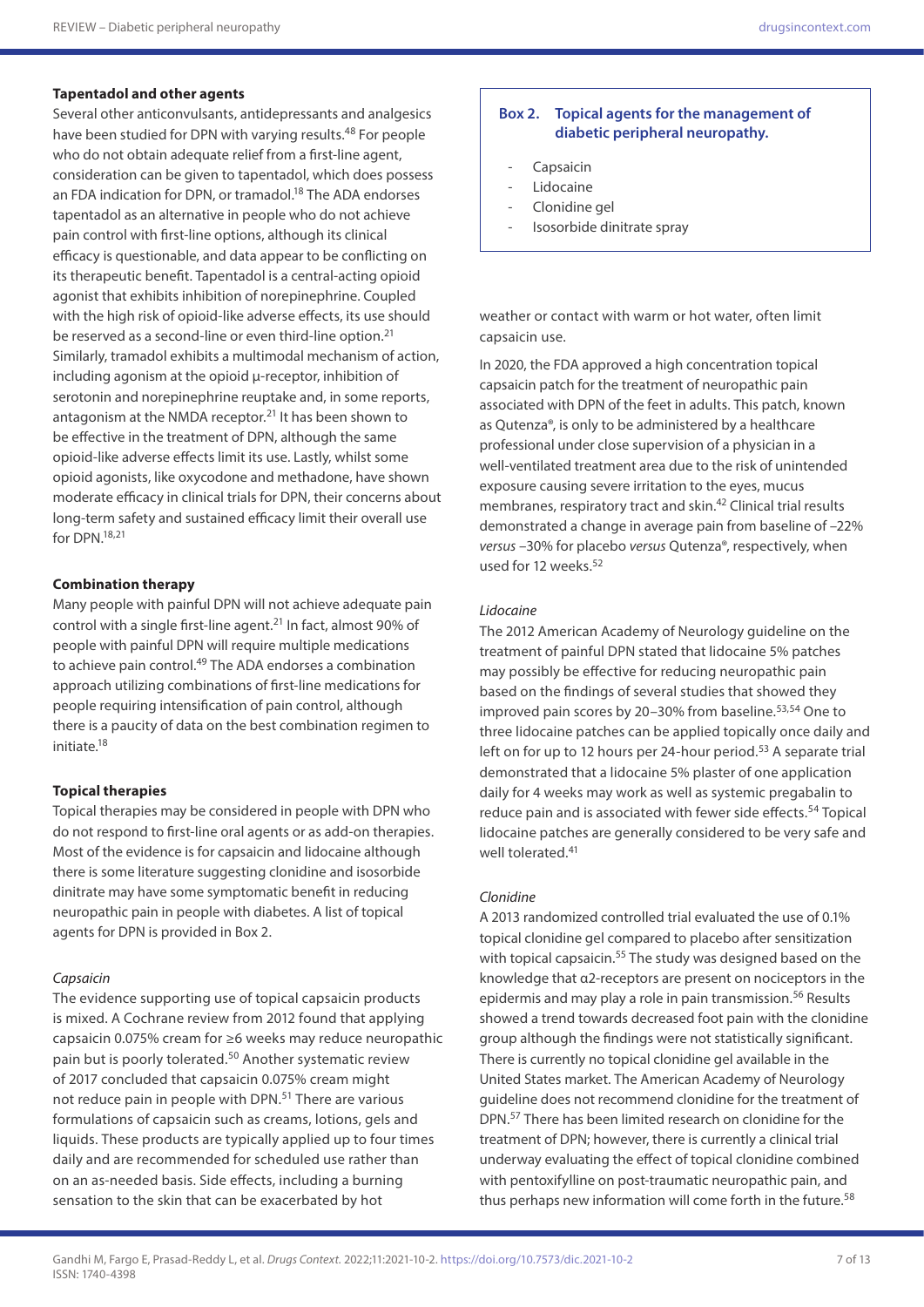### Tapentadol and other agents

Several other anticonvulsants, antidepressants and analgesics have been studied for DPN with varying results.[48] For people who do not obtain adequate relief from a first-line agent, consideration can be given to tapentadol, which does possess an FDA indication for DPN, or tramadol.[18] The ADA endorses tapentadol as an alternative in people who do not achieve pain control with first-line options, although its clinical efficacy is questionable, and data appear to be conflicting on its therapeutic benefit. Tapentadol is a central-acting opioid agonist that exhibits inhibition of norepinephrine. Coupled with the high risk of opioid-like adverse effects, its use should be reserved as a second-line or even third-line option.[21] Similarly, tramadol exhibits a multimodal mechanism of action, including agonism at the opioid μ-receptor, inhibition of serotonin and norepinephrine reuptake and, in some reports, antagonism at the NMDA receptor.[21] It has been shown to be effective in the treatment of DPN, although the same opioid-like adverse effects limit its use. Lastly, whilst some opioid agonists, like oxycodone and methadone, have shown moderate efficacy in clinical trials for DPN, their concerns about long-term safety and sustained efficacy limit their overall use for DPN.[18,21]

### Combination therapy

Many people with painful DPN will not achieve adequate pain control with a single first-line agent.[21] In fact, almost 90% of people with painful DPN will require multiple medications to achieve pain control.[49] The ADA endorses a combination approach utilizing combinations of first-line medications for people requiring intensification of pain control, although there is a paucity of data on the best combination regimen to initiate.[18]

### Topical therapies

Topical therapies may be considered in people with DPN who do not respond to first-line oral agents or as add-on therapies. Most of the evidence is for capsaicin and lidocaine although there is some literature suggesting clonidine and isosorbide dinitrate may have some symptomatic benefit in reducing neuropathic pain in people with diabetes. A list of topical agents for DPN is provided in Box 2.

**Box 2. Topical agents for the management of diabetic peripheral neuropathy.**

- Capsaicin
- Lidocaine
- Clonidine gel
- Isosorbide dinitrate spray

#### *Capsaicin*

The evidence supporting use of topical capsaicin products is mixed. A Cochrane review from 2012 found that applying capsaicin 0.075% cream for ≥6 weeks may reduce neuropathic pain but is poorly tolerated.[50] Another systematic review of 2017 concluded that capsaicin 0.075% cream might not reduce pain in people with DPN.[51] There are various formulations of capsaicin such as creams, lotions, gels and liquids. These products are typically applied up to four times daily and are recommended for scheduled use rather than on an as-needed basis. Side effects, including a burning sensation to the skin that can be exacerbated by hot weather or contact with warm or hot water, often limit capsaicin use.

In 2020, the FDA approved a high concentration topical capsaicin patch for the treatment of neuropathic pain associated with DPN of the feet in adults. This patch, known as Qutenza®, is only to be administered by a healthcare professional under close supervision of a physician in a well-ventilated treatment area due to the risk of unintended exposure causing severe irritation to the eyes, mucus membranes, respiratory tract and skin.[42] Clinical trial results demonstrated a change in average pain from baseline of –22% *versus* –30% for placebo *versus* Qutenza®, respectively, when used for 12 weeks.[52]

#### *Lidocaine*

The 2012 American Academy of Neurology guideline on the treatment of painful DPN stated that lidocaine 5% patches may possibly be effective for reducing neuropathic pain based on the findings of several studies that showed they improved pain scores by 20–30% from baseline.[53,54] One to three lidocaine patches can be applied topically once daily and left on for up to 12 hours per 24-hour period.[53] A separate trial demonstrated that a lidocaine 5% plaster of one application daily for 4 weeks may work as well as systemic pregabalin to reduce pain and is associated with fewer side effects.[54] Topical lidocaine patches are generally considered to be very safe and well tolerated.[41]

#### *Clonidine*

A 2013 randomized controlled trial evaluated the use of 0.1% topical clonidine gel compared to placebo after sensitization with topical capsaicin.[55] The study was designed based on the knowledge that α2-receptors are present on nociceptors in the epidermis and may play a role in pain transmission.[56] Results showed a trend towards decreased foot pain with the clonidine group although the findings were not statistically significant. There is currently no topical clonidine gel available in the United States market. The American Academy of Neurology guideline does not recommend clonidine for the treatment of DPN.[57] There has been limited research on clonidine for the treatment of DPN; however, there is currently a clinical trial underway evaluating the effect of topical clonidine combined with pentoxifylline on post-traumatic neuropathic pain, and thus perhaps new information will come forth in the future.[58]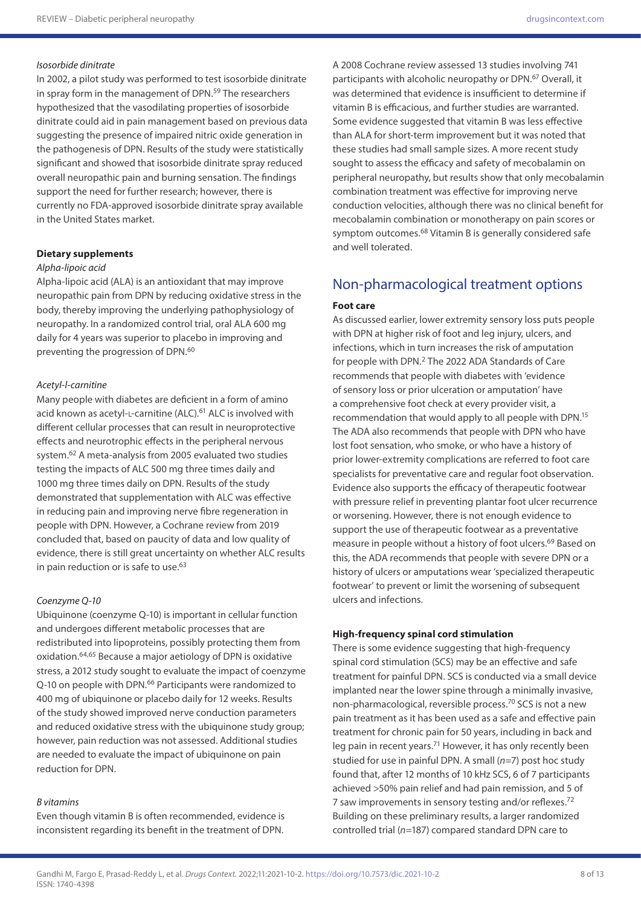#### *Isosorbide dinitrate*

In 2002, a pilot study was performed to test isosorbide dinitrate in spray form in the management of DPN.[59] The researchers hypothesized that the vasodilating properties of isosorbide dinitrate could aid in pain management based on previous data suggesting the presence of impaired nitric oxide generation in the pathogenesis of DPN. Results of the study were statistically significant and showed that isosorbide dinitrate spray reduced overall neuropathic pain and burning sensation. The findings support the need for further research; however, there is currently no FDA-approved isosorbide dinitrate spray available in the United States market.

### Dietary supplements

#### *Alpha-lipoic acid*

Alpha-lipoic acid (ALA) is an antioxidant that may improve neuropathic pain from DPN by reducing oxidative stress in the body, thereby improving the underlying pathophysiology of neuropathy. In a randomized control trial, oral ALA 600 mg daily for 4 years was superior to placebo in improving and preventing the progression of DPN.[60]

#### *Acetyl-l-carnitine*

Many people with diabetes are deficient in a form of amino acid known as acetyl-L-carnitine (ALC).[61] ALC is involved with different cellular processes that can result in neuroprotective effects and neurotrophic effects in the peripheral nervous system.[62] A meta-analysis from 2005 evaluated two studies testing the impacts of ALC 500 mg three times daily and 1000 mg three times daily on DPN. Results of the study demonstrated that supplementation with ALC was effective in reducing pain and improving nerve fibre regeneration in people with DPN. However, a Cochrane review from 2019 concluded that, based on paucity of data and low quality of evidence, there is still great uncertainty on whether ALC results in pain reduction or is safe to use.[63]

#### *Coenzyme Q-10*

Ubiquinone (coenzyme Q-10) is important in cellular function and undergoes different metabolic processes that are redistributed into lipoproteins, possibly protecting them from oxidation.[64,65] Because a major aetiology of DPN is oxidative stress, a 2012 study sought to evaluate the impact of coenzyme Q-10 on people with DPN.[66] Participants were randomized to 400 mg of ubiquinone or placebo daily for 12 weeks. Results of the study showed improved nerve conduction parameters and reduced oxidative stress with the ubiquinone study group; however, pain reduction was not assessed. Additional studies are needed to evaluate the impact of ubiquinone on pain reduction for DPN.

#### *B vitamins*

Even though vitamin B is often recommended, evidence is inconsistent regarding its benefit in the treatment of DPN. A 2008 Cochrane review assessed 13 studies involving 741 participants with alcoholic neuropathy or DPN.[67] Overall, it was determined that evidence is insufficient to determine if vitamin B is efficacious, and further studies are warranted. Some evidence suggested that vitamin B was less effective than ALA for short-term improvement but it was noted that these studies had small sample sizes. A more recent study sought to assess the efficacy and safety of mecobalamin on peripheral neuropathy, but results show that only mecobalamin combination treatment was effective for improving nerve conduction velocities, although there was no clinical benefit for mecobalamin combination or monotherapy on pain scores or symptom outcomes.[68] Vitamin B is generally considered safe and well tolerated.

## Non-pharmacological treatment options

### Foot care

As discussed earlier, lower extremity sensory loss puts people with DPN at higher risk of foot and leg injury, ulcers, and infections, which in turn increases the risk of amputation for people with DPN.[2] The 2022 ADA Standards of Care recommends that people with diabetes with 'evidence of sensory loss or prior ulceration or amputation' have a comprehensive foot check at every provider visit, a recommendation that would apply to all people with DPN.[15] The ADA also recommends that people with DPN who have lost foot sensation, who smoke, or who have a history of prior lower-extremity complications are referred to foot care specialists for preventative care and regular foot observation. Evidence also supports the efficacy of therapeutic footwear with pressure relief in preventing plantar foot ulcer recurrence or worsening. However, there is not enough evidence to support the use of therapeutic footwear as a preventative measure in people without a history of foot ulcers.[69] Based on this, the ADA recommends that people with severe DPN or a history of ulcers or amputations wear 'specialized therapeutic footwear' to prevent or limit the worsening of subsequent ulcers and infections.

### High-frequency spinal cord stimulation

There is some evidence suggesting that high-frequency spinal cord stimulation (SCS) may be an effective and safe treatment for painful DPN. SCS is conducted via a small device implanted near the lower spine through a minimally invasive, non-pharmacological, reversible process.[70] SCS is not a new pain treatment as it has been used as a safe and effective pain treatment for chronic pain for 50 years, including in back and leg pain in recent years.[71] However, it has only recently been studied for use in painful DPN. A small (*n*=7) post hoc study found that, after 12 months of 10 kHz SCS, 6 of 7 participants achieved >50% pain relief and had pain remission, and 5 of 7 saw improvements in sensory testing and/or reflexes.[72] Building on these preliminary results, a larger randomized controlled trial (*n*=187) compared standard DPN care to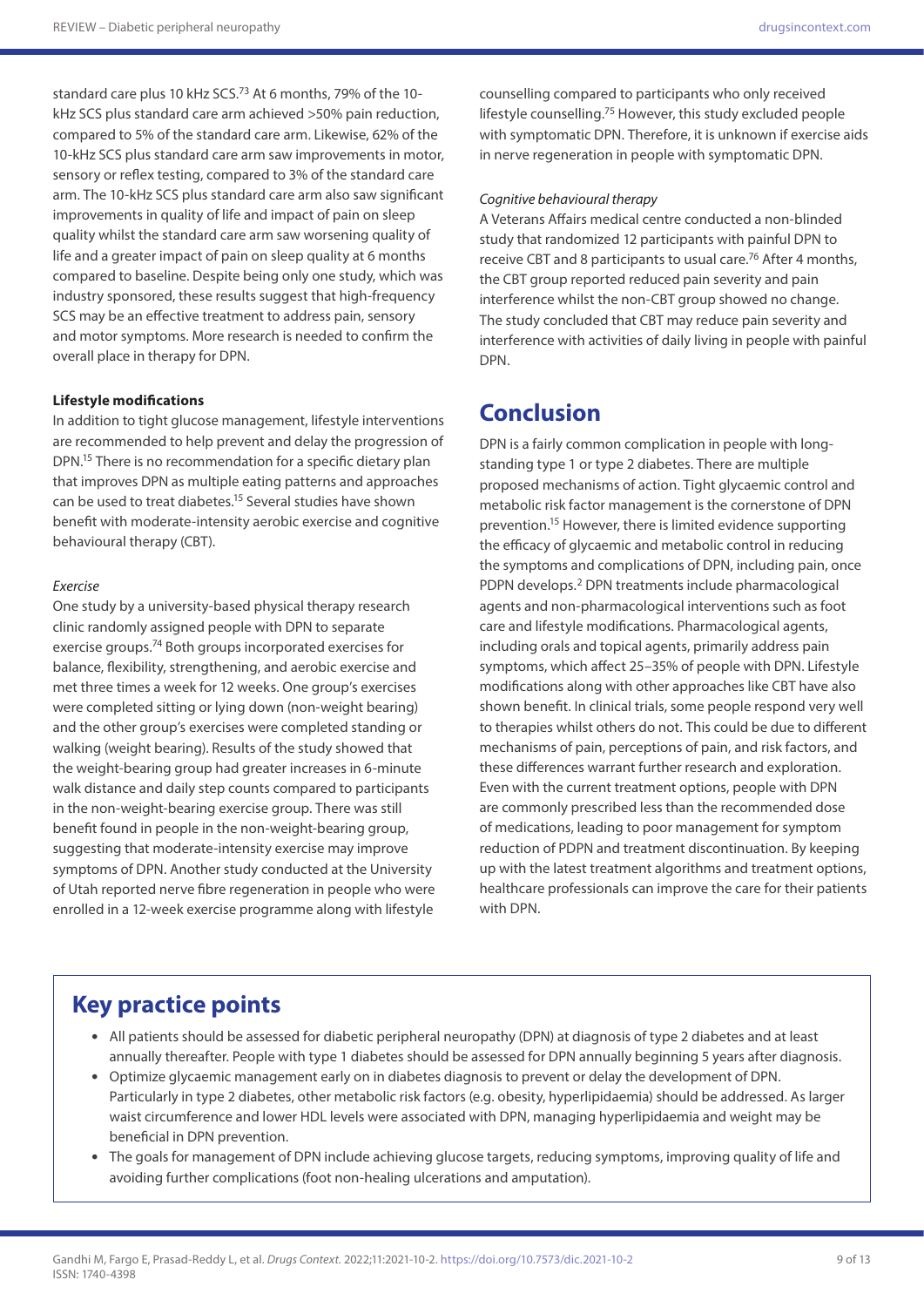standard care plus 10 kHz SCS.[73] At 6 months, 79% of the 10-kHz SCS plus standard care arm achieved >50% pain reduction, compared to 5% of the standard care arm. Likewise, 62% of the 10-kHz SCS plus standard care arm saw improvements in motor, sensory or reflex testing, compared to 3% of the standard care arm. The 10-kHz SCS plus standard care arm also saw significant improvements in quality of life and impact of pain on sleep quality whilst the standard care arm saw worsening quality of life and a greater impact of pain on sleep quality at 6 months compared to baseline. Despite being only one study, which was industry sponsored, these results suggest that high-frequency SCS may be an effective treatment to address pain, sensory and motor symptoms. More research is needed to confirm the overall place in therapy for DPN.

**Lifestyle modifications**

In addition to tight glucose management, lifestyle interventions are recommended to help prevent and delay the progression of DPN.[15] There is no recommendation for a specific dietary plan that improves DPN as multiple eating patterns and approaches can be used to treat diabetes.[15] Several studies have shown benefit with moderate-intensity aerobic exercise and cognitive behavioural therapy (CBT).

*Exercise*

One study by a university-based physical therapy research clinic randomly assigned people with DPN to separate exercise groups.[74] Both groups incorporated exercises for balance, flexibility, strengthening, and aerobic exercise and met three times a week for 12 weeks. One group's exercises were completed sitting or lying down (non-weight bearing) and the other group's exercises were completed standing or walking (weight bearing). Results of the study showed that the weight-bearing group had greater increases in 6-minute walk distance and daily step counts compared to participants in the non-weight-bearing exercise group. There was still benefit found in people in the non-weight-bearing group, suggesting that moderate-intensity exercise may improve symptoms of DPN. Another study conducted at the University of Utah reported nerve fibre regeneration in people who were enrolled in a 12-week exercise programme along with lifestyle counselling compared to participants who only received lifestyle counselling.[75] However, this study excluded people with symptomatic DPN. Therefore, it is unknown if exercise aids in nerve regeneration in people with symptomatic DPN.

*Cognitive behavioural therapy*

A Veterans Affairs medical centre conducted a non-blinded study that randomized 12 participants with painful DPN to receive CBT and 8 participants to usual care.[76] After 4 months, the CBT group reported reduced pain severity and pain interference whilst the non-CBT group showed no change. The study concluded that CBT may reduce pain severity and interference with activities of daily living in people with painful DPN.

## Conclusion

DPN is a fairly common complication in people with long-standing type 1 or type 2 diabetes. There are multiple proposed mechanisms of action. Tight glycaemic control and metabolic risk factor management is the cornerstone of DPN prevention.[15] However, there is limited evidence supporting the efficacy of glycaemic and metabolic control in reducing the symptoms and complications of DPN, including pain, once PDPN develops.[2] DPN treatments include pharmacological agents and non-pharmacological interventions such as foot care and lifestyle modifications. Pharmacological agents, including orals and topical agents, primarily address pain symptoms, which affect 25–35% of people with DPN. Lifestyle modifications along with other approaches like CBT have also shown benefit. In clinical trials, some people respond very well to therapies whilst others do not. This could be due to different mechanisms of pain, perceptions of pain, and risk factors, and these differences warrant further research and exploration. Even with the current treatment options, people with DPN are commonly prescribed less than the recommended dose of medications, leading to poor management for symptom reduction of PDPN and treatment discontinuation. By keeping up with the latest treatment algorithms and treatment options, healthcare professionals can improve the care for their patients with DPN.

## Key practice points

- All patients should be assessed for diabetic peripheral neuropathy (DPN) at diagnosis of type 2 diabetes and at least annually thereafter. People with type 1 diabetes should be assessed for DPN annually beginning 5 years after diagnosis.
- Optimize glycaemic management early on in diabetes diagnosis to prevent or delay the development of DPN. Particularly in type 2 diabetes, other metabolic risk factors (e.g. obesity, hyperlipidaemia) should be addressed. As larger waist circumference and lower HDL levels were associated with DPN, managing hyperlipidaemia and weight may be beneficial in DPN prevention.
- The goals for management of DPN include achieving glucose targets, reducing symptoms, improving quality of life and avoiding further complications (foot non-healing ulcerations and amputation).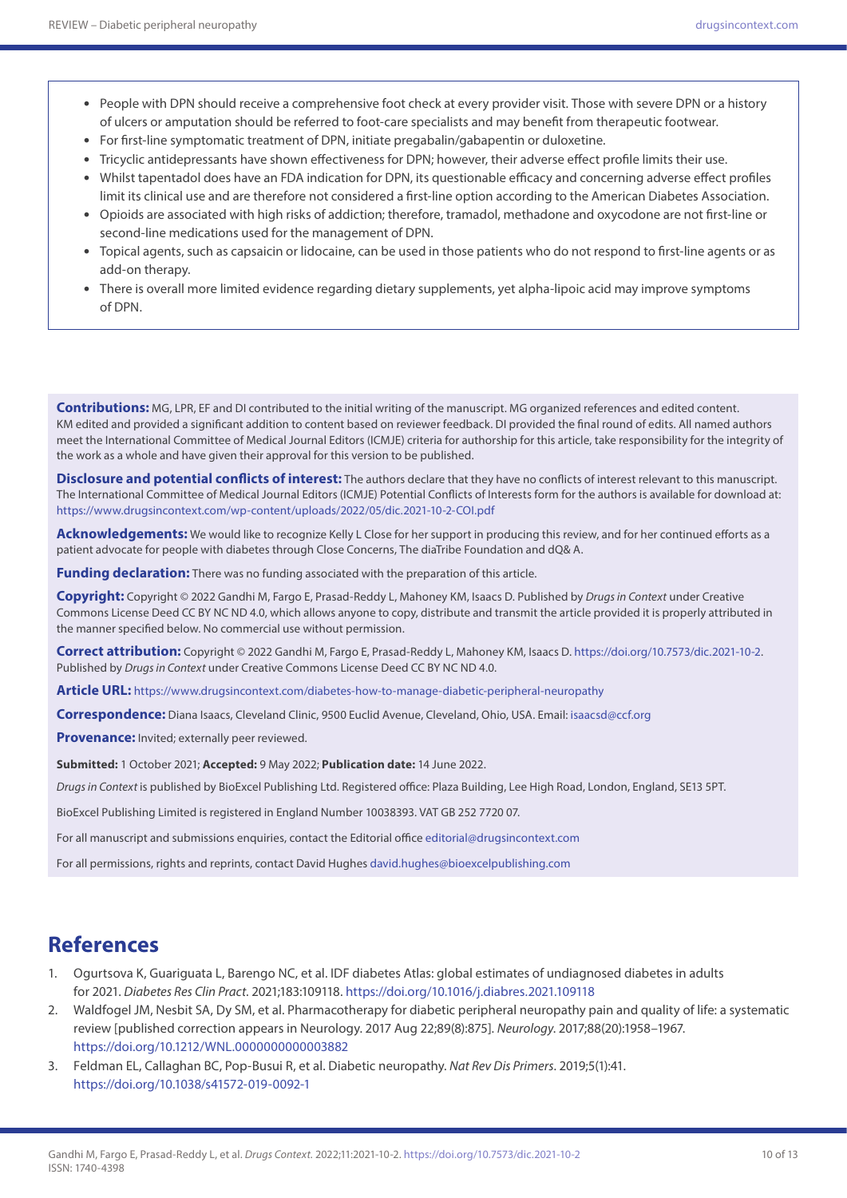- People with DPN should receive a comprehensive foot check at every provider visit. Those with severe DPN or a history of ulcers or amputation should be referred to foot-care specialists and may benefit from therapeutic footwear.
- For first-line symptomatic treatment of DPN, initiate pregabalin/gabapentin or duloxetine.
- Tricyclic antidepressants have shown effectiveness for DPN; however, their adverse effect profile limits their use.
- Whilst tapentadol does have an FDA indication for DPN, its questionable efficacy and concerning adverse effect profiles limit its clinical use and are therefore not considered a first-line option according to the American Diabetes Association.
- Opioids are associated with high risks of addiction; therefore, tramadol, methadone and oxycodone are not first-line or second-line medications used for the management of DPN.
- Topical agents, such as capsaicin or lidocaine, can be used in those patients who do not respond to first-line agents or as add-on therapy.
- There is overall more limited evidence regarding dietary supplements, yet alpha-lipoic acid may improve symptoms of DPN.

**Contributions:** MG, LPR, EF and DI contributed to the initial writing of the manuscript. MG organized references and edited content. KM edited and provided a significant addition to content based on reviewer feedback. DI provided the final round of edits. All named authors meet the International Committee of Medical Journal Editors (ICMJE) criteria for authorship for this article, take responsibility for the integrity of the work as a whole and have given their approval for this version to be published.

**Disclosure and potential conflicts of interest:** The authors declare that they have no conflicts of interest relevant to this manuscript. The International Committee of Medical Journal Editors (ICMJE) Potential Conflicts of Interests form for the authors is available for download at: https://www.drugsincontext.com/wp-content/uploads/2022/05/dic.2021-10-2-COI.pdf

**Acknowledgements:** We would like to recognize Kelly L Close for her support in producing this review, and for her continued efforts as a patient advocate for people with diabetes through Close Concerns, The diaTribe Foundation and dQ& A.

**Funding declaration:** There was no funding associated with the preparation of this article.

**Copyright:** Copyright © 2022 Gandhi M, Fargo E, Prasad-Reddy L, Mahoney KM, Isaacs D. Published by *Drugs in Context* under Creative Commons License Deed CC BY NC ND 4.0, which allows anyone to copy, distribute and transmit the article provided it is properly attributed in the manner specified below. No commercial use without permission.

**Correct attribution:** Copyright © 2022 Gandhi M, Fargo E, Prasad-Reddy L, Mahoney KM, Isaacs D. https://doi.org/10.7573/dic.2021-10-2. Published by *Drugs in Context* under Creative Commons License Deed CC BY NC ND 4.0.

**Article URL:** https://www.drugsincontext.com/diabetes-how-to-manage-diabetic-peripheral-neuropathy

**Correspondence:** Diana Isaacs, Cleveland Clinic, 9500 Euclid Avenue, Cleveland, Ohio, USA. Email: isaacsd@ccf.org

**Provenance:** Invited; externally peer reviewed.

**Submitted:** 1 October 2021; **Accepted:** 9 May 2022; **Publication date:** 14 June 2022.

*Drugs in Context* is published by BioExcel Publishing Ltd. Registered office: Plaza Building, Lee High Road, London, England, SE13 5PT.

BioExcel Publishing Limited is registered in England Number 10038393. VAT GB 252 7720 07.

For all manuscript and submissions enquiries, contact the Editorial office editorial@drugsincontext.com

For all permissions, rights and reprints, contact David Hughes david.hughes@bioexcelpublishing.com

# References

1. Ogurtsova K, Guariguata L, Barengo NC, et al. IDF diabetes Atlas: global estimates of undiagnosed diabetes in adults for 2021. *Diabetes Res Clin Pract*. 2021;183:109118. https://doi.org/10.1016/j.diabres.2021.109118
2. Waldfogel JM, Nesbit SA, Dy SM, et al. Pharmacotherapy for diabetic peripheral neuropathy pain and quality of life: a systematic review [published correction appears in Neurology. 2017 Aug 22;89(8):875]. *Neurology*. 2017;88(20):1958–1967. https://doi.org/10.1212/WNL.0000000000003882
3. Feldman EL, Callaghan BC, Pop-Busui R, et al. Diabetic neuropathy. *Nat Rev Dis Primers*. 2019;5(1):41. https://doi.org/10.1038/s41572-019-0092-1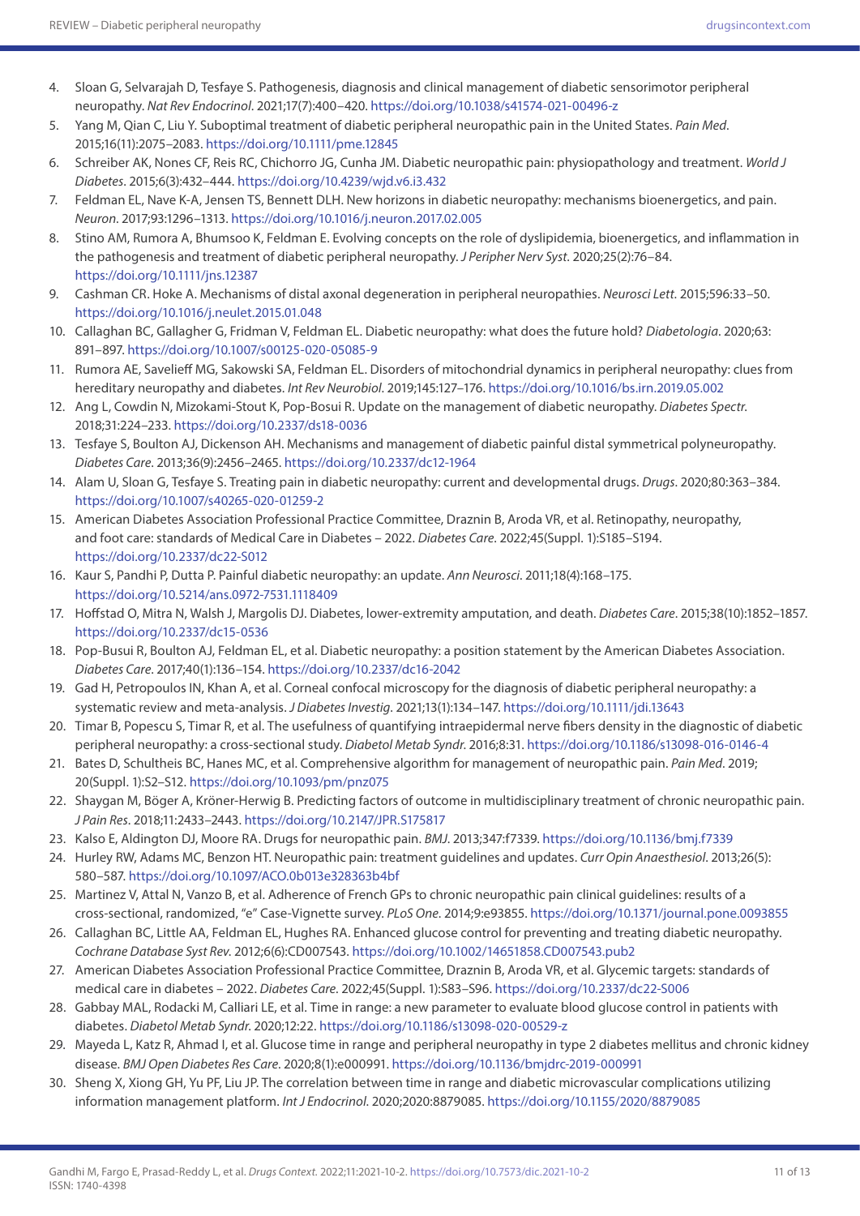4. Sloan G, Selvarajah D, Tesfaye S. Pathogenesis, diagnosis and clinical management of diabetic sensorimotor peripheral neuropathy. *Nat Rev Endocrinol*. 2021;17(7):400–420. https://doi.org/10.1038/s41574-021-00496-z
5. Yang M, Qian C, Liu Y. Suboptimal treatment of diabetic peripheral neuropathic pain in the United States. *Pain Med*. 2015;16(11):2075–2083. https://doi.org/10.1111/pme.12845
6. Schreiber AK, Nones CF, Reis RC, Chichorro JG, Cunha JM. Diabetic neuropathic pain: physiopathology and treatment. *World J Diabetes*. 2015;6(3):432–444. https://doi.org/10.4239/wjd.v6.i3.432
7. Feldman EL, Nave K-A, Jensen TS, Bennett DLH. New horizons in diabetic neuropathy: mechanisms bioenergetics, and pain. *Neuron*. 2017;93:1296–1313. https://doi.org/10.1016/j.neuron.2017.02.005
8. Stino AM, Rumora A, Bhumsoo K, Feldman E. Evolving concepts on the role of dyslipidemia, bioenergetics, and inflammation in the pathogenesis and treatment of diabetic peripheral neuropathy. *J Peripher Nerv Syst*. 2020;25(2):76–84. https://doi.org/10.1111/jns.12387
9. Cashman CR. Hoke A. Mechanisms of distal axonal degeneration in peripheral neuropathies. *Neurosci Lett*. 2015;596:33–50. https://doi.org/10.1016/j.neulet.2015.01.048
10. Callaghan BC, Gallagher G, Fridman V, Feldman EL. Diabetic neuropathy: what does the future hold? *Diabetologia*. 2020;63: 891–897. https://doi.org/10.1007/s00125-020-05085-9
11. Rumora AE, Savelieff MG, Sakowski SA, Feldman EL. Disorders of mitochondrial dynamics in peripheral neuropathy: clues from hereditary neuropathy and diabetes. *Int Rev Neurobiol*. 2019;145:127–176. https://doi.org/10.1016/bs.irn.2019.05.002
12. Ang L, Cowdin N, Mizokami-Stout K, Pop-Bosui R. Update on the management of diabetic neuropathy. *Diabetes Spectr.* 2018;31:224–233. https://doi.org/10.2337/ds18-0036
13. Tesfaye S, Boulton AJ, Dickenson AH. Mechanisms and management of diabetic painful distal symmetrical polyneuropathy. *Diabetes Care*. 2013;36(9):2456–2465. https://doi.org/10.2337/dc12-1964
14. Alam U, Sloan G, Tesfaye S. Treating pain in diabetic neuropathy: current and developmental drugs. *Drugs*. 2020;80:363–384. https://doi.org/10.1007/s40265-020-01259-2
15. American Diabetes Association Professional Practice Committee, Draznin B, Aroda VR, et al. Retinopathy, neuropathy, and foot care: standards of Medical Care in Diabetes – 2022. *Diabetes Care*. 2022;45(Suppl. 1):S185–S194. https://doi.org/10.2337/dc22-S012
16. Kaur S, Pandhi P, Dutta P. Painful diabetic neuropathy: an update. *Ann Neurosci*. 2011;18(4):168–175. https://doi.org/10.5214/ans.0972-7531.1118409
17. Hoffstad O, Mitra N, Walsh J, Margolis DJ. Diabetes, lower-extremity amputation, and death. *Diabetes Care*. 2015;38(10):1852–1857. https://doi.org/10.2337/dc15-0536
18. Pop-Busui R, Boulton AJ, Feldman EL, et al. Diabetic neuropathy: a position statement by the American Diabetes Association. *Diabetes Care*. 2017;40(1):136–154. https://doi.org/10.2337/dc16-2042
19. Gad H, Petropoulos IN, Khan A, et al. Corneal confocal microscopy for the diagnosis of diabetic peripheral neuropathy: a systematic review and meta-analysis. *J Diabetes Investig*. 2021;13(1):134–147. https://doi.org/10.1111/jdi.13643
20. Timar B, Popescu S, Timar R, et al. The usefulness of quantifying intraepidermal nerve fibers density in the diagnostic of diabetic peripheral neuropathy: a cross-sectional study. *Diabetol Metab Syndr*. 2016;8:31. https://doi.org/10.1186/s13098-016-0146-4
21. Bates D, Schultheis BC, Hanes MC, et al. Comprehensive algorithm for management of neuropathic pain. *Pain Med*. 2019; 20(Suppl. 1):S2–S12. https://doi.org/10.1093/pm/pnz075
22. Shaygan M, Böger A, Kröner-Herwig B. Predicting factors of outcome in multidisciplinary treatment of chronic neuropathic pain. *J Pain Res*. 2018;11:2433–2443. https://doi.org/10.2147/JPR.S175817
23. Kalso E, Aldington DJ, Moore RA. Drugs for neuropathic pain. *BMJ*. 2013;347:f7339. https://doi.org/10.1136/bmj.f7339
24. Hurley RW, Adams MC, Benzon HT. Neuropathic pain: treatment guidelines and updates. *Curr Opin Anaesthesiol*. 2013;26(5): 580–587. https://doi.org/10.1097/ACO.0b013e328363b4bf
25. Martinez V, Attal N, Vanzo B, et al. Adherence of French GPs to chronic neuropathic pain clinical guidelines: results of a cross-sectional, randomized, "e" Case-Vignette survey. *PLoS One*. 2014;9:e93855. https://doi.org/10.1371/journal.pone.0093855
26. Callaghan BC, Little AA, Feldman EL, Hughes RA. Enhanced glucose control for preventing and treating diabetic neuropathy. *Cochrane Database Syst Rev.* 2012;6(6):CD007543. https://doi.org/10.1002/14651858.CD007543.pub2
27. American Diabetes Association Professional Practice Committee, Draznin B, Aroda VR, et al. Glycemic targets: standards of medical care in diabetes – 2022. *Diabetes Care*. 2022;45(Suppl. 1):S83–S96. https://doi.org/10.2337/dc22-S006
28. Gabbay MAL, Rodacki M, Calliari LE, et al. Time in range: a new parameter to evaluate blood glucose control in patients with diabetes. *Diabetol Metab Syndr*. 2020;12:22. https://doi.org/10.1186/s13098-020-00529-z
29. Mayeda L, Katz R, Ahmad I, et al. Glucose time in range and peripheral neuropathy in type 2 diabetes mellitus and chronic kidney disease. *BMJ Open Diabetes Res Care*. 2020;8(1):e000991. https://doi.org/10.1136/bmjdrc-2019-000991
30. Sheng X, Xiong GH, Yu PF, Liu JP. The correlation between time in range and diabetic microvascular complications utilizing information management platform. *Int J Endocrinol.* 2020;2020:8879085. https://doi.org/10.1155/2020/8879085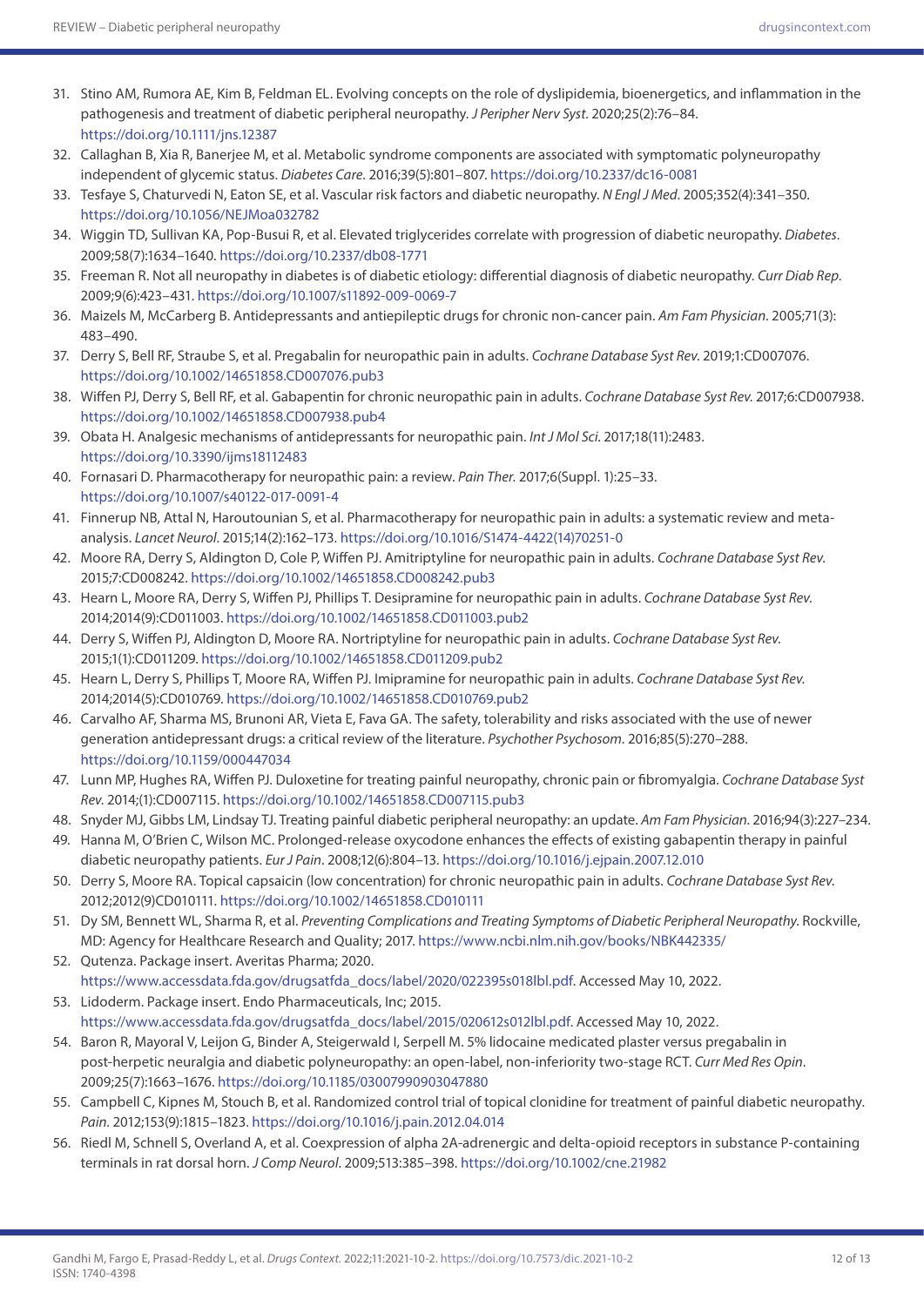31. Stino AM, Rumora AE, Kim B, Feldman EL. Evolving concepts on the role of dyslipidemia, bioenergetics, and inflammation in the pathogenesis and treatment of diabetic peripheral neuropathy. *J Peripher Nerv Syst*. 2020;25(2):76–84. https://doi.org/10.1111/jns.12387
32. Callaghan B, Xia R, Banerjee M, et al. Metabolic syndrome components are associated with symptomatic polyneuropathy independent of glycemic status. *Diabetes Care*. 2016;39(5):801–807. https://doi.org/10.2337/dc16-0081
33. Tesfaye S, Chaturvedi N, Eaton SE, et al. Vascular risk factors and diabetic neuropathy. *N Engl J Med*. 2005;352(4):341–350. https://doi.org/10.1056/NEJMoa032782
34. Wiggin TD, Sullivan KA, Pop-Busui R, et al. Elevated triglycerides correlate with progression of diabetic neuropathy. *Diabetes*. 2009;58(7):1634–1640. https://doi.org/10.2337/db08-1771
35. Freeman R. Not all neuropathy in diabetes is of diabetic etiology: differential diagnosis of diabetic neuropathy. *Curr Diab Rep*. 2009;9(6):423–431. https://doi.org/10.1007/s11892-009-0069-7
36. Maizels M, McCarberg B. Antidepressants and antiepileptic drugs for chronic non-cancer pain. *Am Fam Physician*. 2005;71(3): 483–490.
37. Derry S, Bell RF, Straube S, et al. Pregabalin for neuropathic pain in adults. *Cochrane Database Syst Rev*. 2019;1:CD007076. https://doi.org/10.1002/14651858.CD007076.pub3
38. Wiffen PJ, Derry S, Bell RF, et al. Gabapentin for chronic neuropathic pain in adults. *Cochrane Database Syst Rev*. 2017;6:CD007938. https://doi.org/10.1002/14651858.CD007938.pub4
39. Obata H. Analgesic mechanisms of antidepressants for neuropathic pain. *Int J Mol Sci*. 2017;18(11):2483. https://doi.org/10.3390/ijms18112483
40. Fornasari D. Pharmacotherapy for neuropathic pain: a review. *Pain Ther*. 2017;6(Suppl. 1):25–33. https://doi.org/10.1007/s40122-017-0091-4
41. Finnerup NB, Attal N, Haroutounian S, et al. Pharmacotherapy for neuropathic pain in adults: a systematic review and meta-analysis. *Lancet Neurol*. 2015;14(2):162–173. https://doi.org/10.1016/S1474-4422(14)70251-0
42. Moore RA, Derry S, Aldington D, Cole P, Wiffen PJ. Amitriptyline for neuropathic pain in adults. *Cochrane Database Syst Rev*. 2015;7:CD008242. https://doi.org/10.1002/14651858.CD008242.pub3
43. Hearn L, Moore RA, Derry S, Wiffen PJ, Phillips T. Desipramine for neuropathic pain in adults. *Cochrane Database Syst Rev*. 2014;2014(9):CD011003. https://doi.org/10.1002/14651858.CD011003.pub2
44. Derry S, Wiffen PJ, Aldington D, Moore RA. Nortriptyline for neuropathic pain in adults. *Cochrane Database Syst Rev*. 2015;1(1):CD011209. https://doi.org/10.1002/14651858.CD011209.pub2
45. Hearn L, Derry S, Phillips T, Moore RA, Wiffen PJ. Imipramine for neuropathic pain in adults. *Cochrane Database Syst Rev*. 2014;2014(5):CD010769. https://doi.org/10.1002/14651858.CD010769.pub2
46. Carvalho AF, Sharma MS, Brunoni AR, Vieta E, Fava GA. The safety, tolerability and risks associated with the use of newer generation antidepressant drugs: a critical review of the literature. *Psychother Psychosom*. 2016;85(5):270–288. https://doi.org/10.1159/000447034
47. Lunn MP, Hughes RA, Wiffen PJ. Duloxetine for treating painful neuropathy, chronic pain or fibromyalgia. *Cochrane Database Syst Rev*. 2014;(1):CD007115. https://doi.org/10.1002/14651858.CD007115.pub3
48. Snyder MJ, Gibbs LM, Lindsay TJ. Treating painful diabetic peripheral neuropathy: an update. *Am Fam Physician*. 2016;94(3):227–234.
49. Hanna M, O'Brien C, Wilson MC. Prolonged-release oxycodone enhances the effects of existing gabapentin therapy in painful diabetic neuropathy patients. *Eur J Pain*. 2008;12(6):804–13. https://doi.org/10.1016/j.ejpain.2007.12.010
50. Derry S, Moore RA. Topical capsaicin (low concentration) for chronic neuropathic pain in adults. *Cochrane Database Syst Rev*. 2012;2012(9)CD010111. https://doi.org/10.1002/14651858.CD010111
51. Dy SM, Bennett WL, Sharma R, et al. *Preventing Complications and Treating Symptoms of Diabetic Peripheral Neuropathy*. Rockville, MD: Agency for Healthcare Research and Quality; 2017. https://www.ncbi.nlm.nih.gov/books/NBK442335/
52. Qutenza. Package insert. Averitas Pharma; 2020. https://www.accessdata.fda.gov/drugsatfda_docs/label/2020/022395s018lbl.pdf. Accessed May 10, 2022.
53. Lidoderm. Package insert. Endo Pharmaceuticals, Inc; 2015. https://www.accessdata.fda.gov/drugsatfda_docs/label/2015/020612s012lbl.pdf. Accessed May 10, 2022.
54. Baron R, Mayoral V, Leijon G, Binder A, Steigerwald I, Serpell M. 5% lidocaine medicated plaster versus pregabalin in post-herpetic neuralgia and diabetic polyneuropathy: an open-label, non-inferiority two-stage RCT. *Curr Med Res Opin*. 2009;25(7):1663–1676. https://doi.org/10.1185/03007990903047880
55. Campbell C, Kipnes M, Stouch B, et al. Randomized control trial of topical clonidine for treatment of painful diabetic neuropathy. *Pain*. 2012;153(9):1815–1823. https://doi.org/10.1016/j.pain.2012.04.014
56. Riedl M, Schnell S, Overland A, et al. Coexpression of alpha 2A-adrenergic and delta-opioid receptors in substance P-containing terminals in rat dorsal horn. *J Comp Neurol*. 2009;513:385–398. https://doi.org/10.1002/cne.21982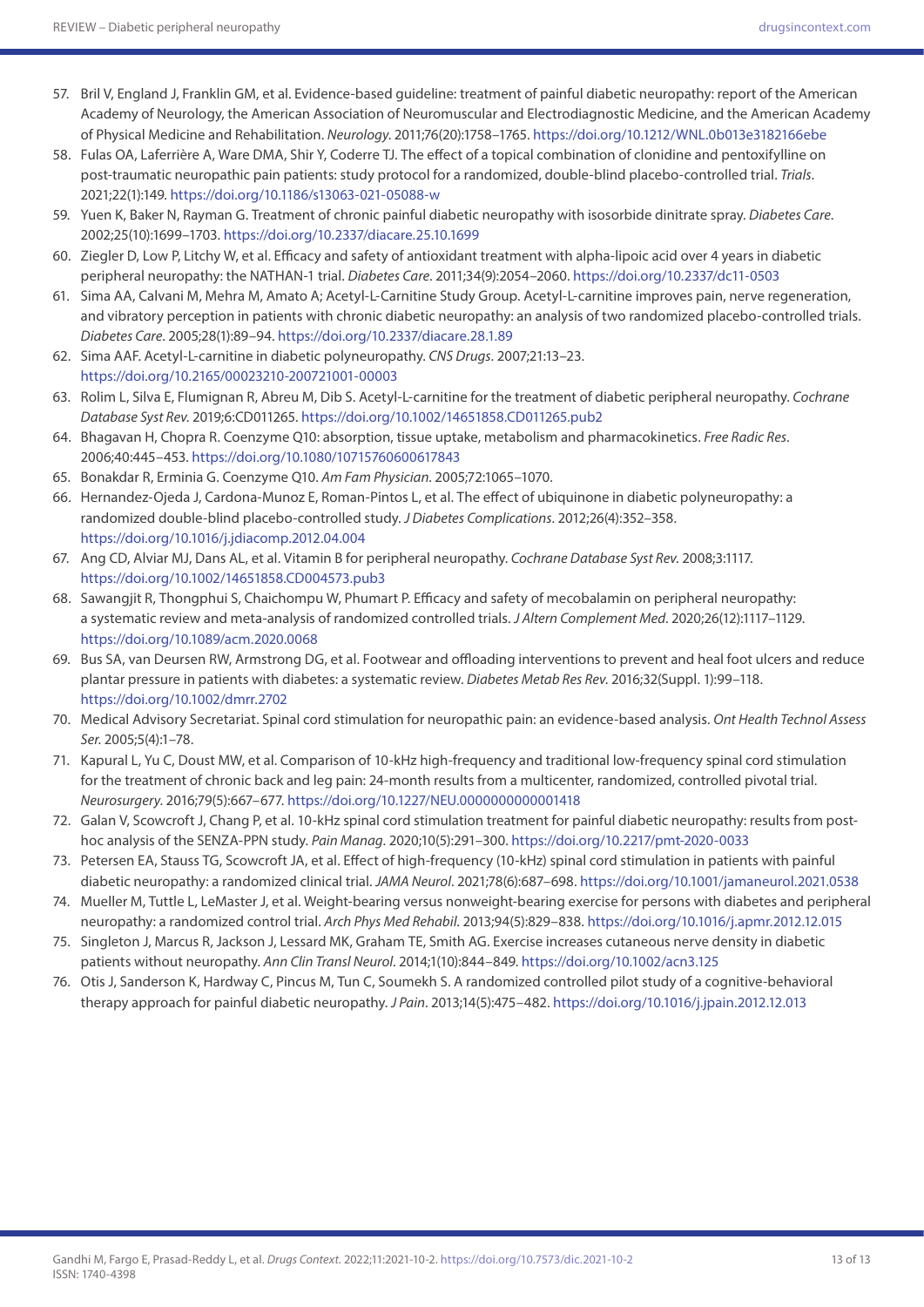57. Bril V, England J, Franklin GM, et al. Evidence-based guideline: treatment of painful diabetic neuropathy: report of the American Academy of Neurology, the American Association of Neuromuscular and Electrodiagnostic Medicine, and the American Academy of Physical Medicine and Rehabilitation. *Neurology*. 2011;76(20):1758–1765. https://doi.org/10.1212/WNL.0b013e3182166ebe
58. Fulas OA, Laferrière A, Ware DMA, Shir Y, Coderre TJ. The effect of a topical combination of clonidine and pentoxifylline on post-traumatic neuropathic pain patients: study protocol for a randomized, double-blind placebo-controlled trial. *Trials*. 2021;22(1):149. https://doi.org/10.1186/s13063-021-05088-w
59. Yuen K, Baker N, Rayman G. Treatment of chronic painful diabetic neuropathy with isosorbide dinitrate spray. *Diabetes Care*. 2002;25(10):1699–1703. https://doi.org/10.2337/diacare.25.10.1699
60. Ziegler D, Low P, Litchy W, et al. Efficacy and safety of antioxidant treatment with alpha-lipoic acid over 4 years in diabetic peripheral neuropathy: the NATHAN-1 trial. *Diabetes Care*. 2011;34(9):2054–2060. https://doi.org/10.2337/dc11-0503
61. Sima AA, Calvani M, Mehra M, Amato A; Acetyl-L-Carnitine Study Group. Acetyl-L-carnitine improves pain, nerve regeneration, and vibratory perception in patients with chronic diabetic neuropathy: an analysis of two randomized placebo-controlled trials. *Diabetes Care*. 2005;28(1):89–94. https://doi.org/10.2337/diacare.28.1.89
62. Sima AAF. Acetyl-L-carnitine in diabetic polyneuropathy. *CNS Drugs*. 2007;21:13–23. https://doi.org/10.2165/00023210-200721001-00003
63. Rolim L, Silva E, Flumignan R, Abreu M, Dib S. Acetyl-L-carnitine for the treatment of diabetic peripheral neuropathy. *Cochrane Database Syst Rev*. 2019;6:CD011265. https://doi.org/10.1002/14651858.CD011265.pub2
64. Bhagavan H, Chopra R. Coenzyme Q10: absorption, tissue uptake, metabolism and pharmacokinetics. *Free Radic Res*. 2006;40:445–453. https://doi.org/10.1080/10715760600617843
65. Bonakdar R, Erminia G. Coenzyme Q10. *Am Fam Physician*. 2005;72:1065–1070.
66. Hernandez-Ojeda J, Cardona-Munoz E, Roman-Pintos L, et al. The effect of ubiquinone in diabetic polyneuropathy: a randomized double-blind placebo-controlled study. *J Diabetes Complications*. 2012;26(4):352–358. https://doi.org/10.1016/j.jdiacomp.2012.04.004
67. Ang CD, Alviar MJ, Dans AL, et al. Vitamin B for peripheral neuropathy. *Cochrane Database Syst Rev*. 2008;3:1117. https://doi.org/10.1002/14651858.CD004573.pub3
68. Sawangjit R, Thongphui S, Chaichompu W, Phumart P. Efficacy and safety of mecobalamin on peripheral neuropathy: a systematic review and meta-analysis of randomized controlled trials. *J Altern Complement Med*. 2020;26(12):1117–1129. https://doi.org/10.1089/acm.2020.0068
69. Bus SA, van Deursen RW, Armstrong DG, et al. Footwear and offloading interventions to prevent and heal foot ulcers and reduce plantar pressure in patients with diabetes: a systematic review. *Diabetes Metab Res Rev*. 2016;32(Suppl. 1):99–118. https://doi.org/10.1002/dmrr.2702
70. Medical Advisory Secretariat. Spinal cord stimulation for neuropathic pain: an evidence-based analysis. *Ont Health Technol Assess Ser*. 2005;5(4):1–78.
71. Kapural L, Yu C, Doust MW, et al. Comparison of 10-kHz high-frequency and traditional low-frequency spinal cord stimulation for the treatment of chronic back and leg pain: 24-month results from a multicenter, randomized, controlled pivotal trial. *Neurosurgery*. 2016;79(5):667–677. https://doi.org/10.1227/NEU.0000000000001418
72. Galan V, Scowcroft J, Chang P, et al. 10-kHz spinal cord stimulation treatment for painful diabetic neuropathy: results from post-hoc analysis of the SENZA-PPN study. *Pain Manag*. 2020;10(5):291–300. https://doi.org/10.2217/pmt-2020-0033
73. Petersen EA, Stauss TG, Scowcroft JA, et al. Effect of high-frequency (10-kHz) spinal cord stimulation in patients with painful diabetic neuropathy: a randomized clinical trial. *JAMA Neurol*. 2021;78(6):687–698. https://doi.org/10.1001/jamaneurol.2021.0538
74. Mueller M, Tuttle L, LeMaster J, et al. Weight-bearing versus nonweight-bearing exercise for persons with diabetes and peripheral neuropathy: a randomized control trial. *Arch Phys Med Rehabil*. 2013;94(5):829–838. https://doi.org/10.1016/j.apmr.2012.12.015
75. Singleton J, Marcus R, Jackson J, Lessard MK, Graham TE, Smith AG. Exercise increases cutaneous nerve density in diabetic patients without neuropathy. *Ann Clin Transl Neurol*. 2014;1(10):844–849. https://doi.org/10.1002/acn3.125
76. Otis J, Sanderson K, Hardway C, Pincus M, Tun C, Soumekh S. A randomized controlled pilot study of a cognitive-behavioral therapy approach for painful diabetic neuropathy. *J Pain*. 2013;14(5):475–482. https://doi.org/10.1016/j.jpain.2012.12.013